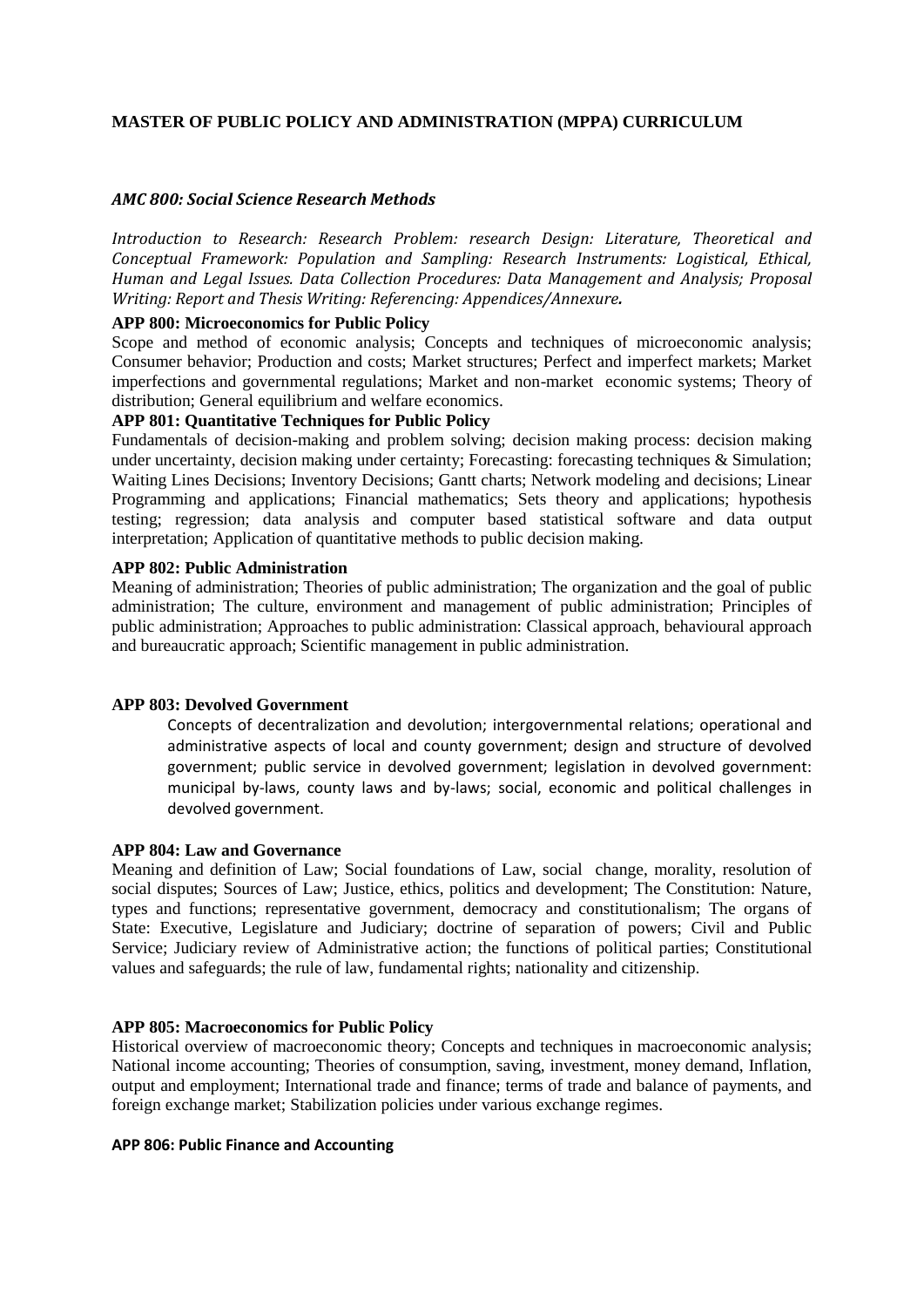# MASTER OF PUBLIC POLICY AND ADMINISTRATION (MPPA) CURRICULUM

### *AMC 800: Social Science Research Methods*

*Introduction to Research: Research Problem: research Design: Literature, Theoretical and Conceptual Framework: Population and Sampling: Research Instruments: Logistical, Ethical, Human and Legal Issues. Data Collection Procedures: Data Management and Analysis; Proposal Writing: Report and Thesis Writing: Referencing: Appendices/Annexure.*

**APP 800: Microeconomics for Public Policy**

Scope and method of economic analysis; Concepts and techniques of microeconomic analysis; Consumer behavior; Production and costs; Market structures; Perfect and imperfect markets; Market imperfections and governmental regulations; Market and non-market economic systems; Theory of distribution; General equilibrium and welfare economics.

**APP 801: Quantitative Techniques for Public Policy**

Fundamentals of decision-making and problem solving; decision making process: decision making under uncertainty, decision making under certainty; Forecasting: forecasting techniques & Simulation; Waiting Lines Decisions; Inventory Decisions; Gantt charts; Network modeling and decisions; Linear Programming and applications; Financial mathematics; Sets theory and applications; hypothesis testing; regression; data analysis and computer based statistical software and data output interpretation; Application of quantitative methods to public decision making.

**APP 802: Public Administration**

Meaning of administration; Theories of public administration; The organization and the goal of public administration; The culture, environment and management of public administration; Principles of public administration; Approaches to public administration: Classical approach, behavioural approach and bureaucratic approach; Scientific management in public administration.

**APP 803: Devolved Government**

Concepts of decentralization and devolution; intergovernmental relations; operational and administrative aspects of local and county government; design and structure of devolved government; public service in devolved government; legislation in devolved government: municipal by-laws, county laws and by-laws; social, economic and political challenges in devolved government.

**APP 804: Law and Governance**

Meaning and definition of Law; Social foundations of Law, social change, morality, resolution of social disputes; Sources of Law; Justice, ethics, politics and development; The Constitution: Nature, types and functions; representative government, democracy and constitutionalism; The organs of State: Executive, Legislature and Judiciary; doctrine of separation of powers; Civil and Public Service; Judiciary review of Administrative action; the functions of political parties; Constitutional values and safeguards; the rule of law, fundamental rights; nationality and citizenship.

**APP 805: Macroeconomics for Public Policy**

Historical overview of macroeconomic theory; Concepts and techniques in macroeconomic analysis; National income accounting; Theories of consumption, saving, investment, money demand, Inflation, output and employment; International trade and finance; terms of trade and balance of payments, and foreign exchange market; Stabilization policies under various exchange regimes.

**APP 806: Public Finance and Accounting**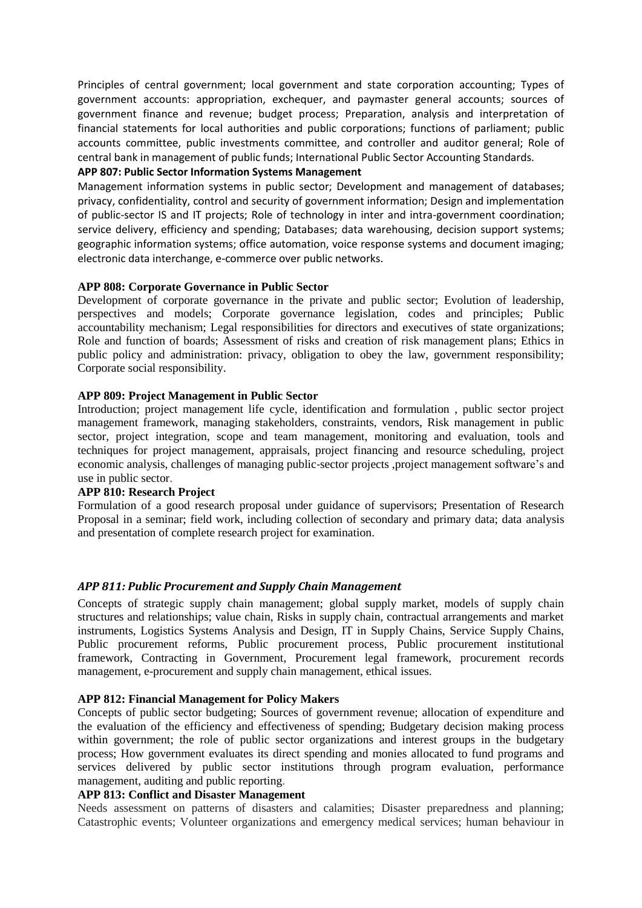Principles of central government; local government and state corporation accounting; Types of government accounts: appropriation, exchequer, and paymaster general accounts; sources of government finance and revenue; budget process; Preparation, analysis and interpretation of financial statements for local authorities and public corporations; functions of parliament; public accounts committee, public investments committee, and controller and auditor general; Role of central bank in management of public funds; International Public Sector Accounting Standards.

**APP 807: Public Sector Information Systems Management**

Management information systems in public sector; Development and management of databases; privacy, confidentiality, control and security of government information; Design and implementation of public-sector IS and IT projects; Role of technology in inter and intra-government coordination; service delivery, efficiency and spending; Databases; data warehousing, decision support systems; geographic information systems; office automation, voice response systems and document imaging; electronic data interchange, e-commerce over public networks.

**APP 808: Corporate Governance in Public Sector**

Development of corporate governance in the private and public sector; Evolution of leadership, perspectives and models; Corporate governance legislation, codes and principles; Public accountability mechanism; Legal responsibilities for directors and executives of state organizations; Role and function of boards; Assessment of risks and creation of risk management plans; Ethics in public policy and administration: privacy, obligation to obey the law, government responsibility; Corporate social responsibility.

**APP 809: Project Management in Public Sector**

Introduction; project management life cycle, identification and formulation , public sector project management framework, managing stakeholders, constraints, vendors, Risk management in public sector, project integration, scope and team management, monitoring and evaluation, tools and techniques for project management, appraisals, project financing and resource scheduling, project economic analysis, challenges of managing public-sector projects ,project management software's and use in public sector.

**APP 810: Research Project**

Formulation of a good research proposal under guidance of supervisors; Presentation of Research Proposal in a seminar; field work, including collection of secondary and primary data; data analysis and presentation of complete research project for examination.

***APP 811: Public Procurement and Supply Chain Management***

Concepts of strategic supply chain management; global supply market, models of supply chain structures and relationships; value chain, Risks in supply chain, contractual arrangements and market instruments, Logistics Systems Analysis and Design, IT in Supply Chains, Service Supply Chains, Public procurement reforms, Public procurement process, Public procurement institutional framework, Contracting in Government, Procurement legal framework, procurement records management, e-procurement and supply chain management, ethical issues.

**APP 812: Financial Management for Policy Makers**

Concepts of public sector budgeting; Sources of government revenue; allocation of expenditure and the evaluation of the efficiency and effectiveness of spending; Budgetary decision making process within government; the role of public sector organizations and interest groups in the budgetary process; How government evaluates its direct spending and monies allocated to fund programs and services delivered by public sector institutions through program evaluation, performance management, auditing and public reporting.

**APP 813: Conflict and Disaster Management**

Needs assessment on patterns of disasters and calamities; Disaster preparedness and planning; Catastrophic events; Volunteer organizations and emergency medical services; human behaviour in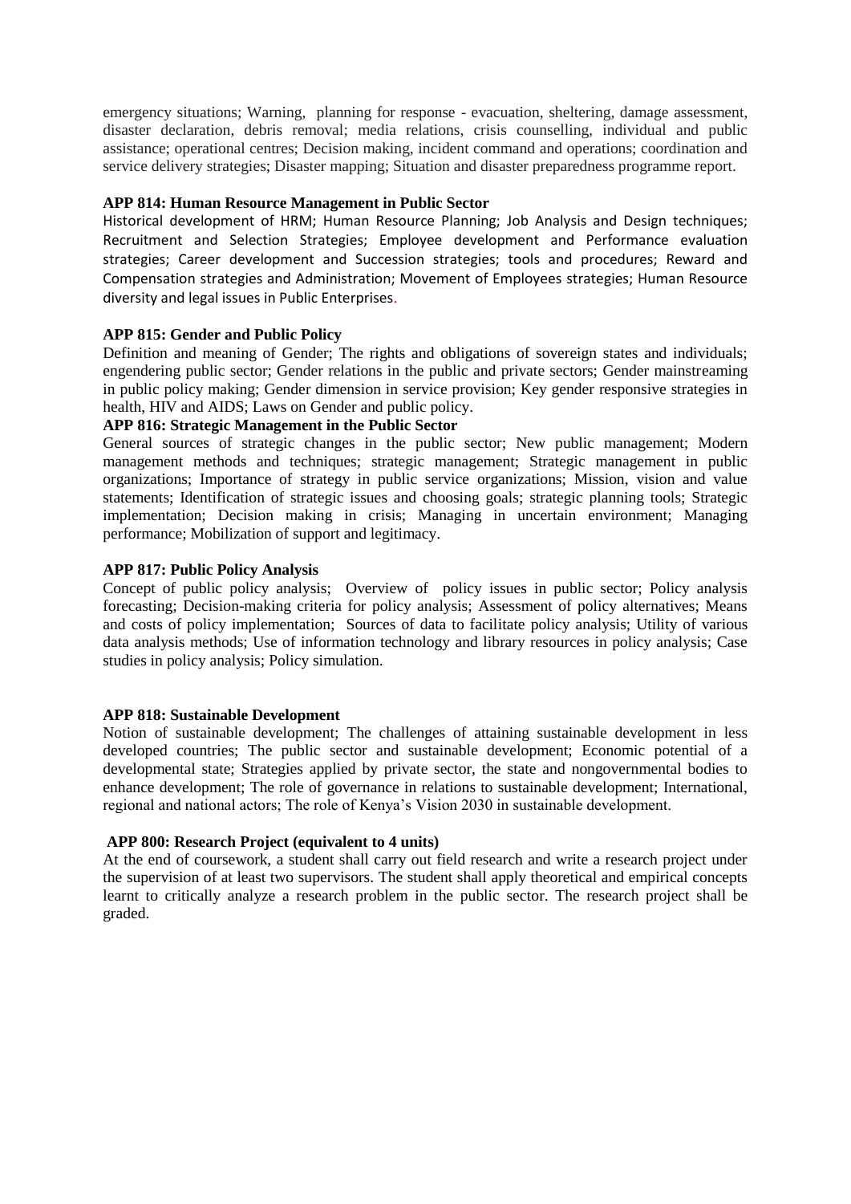emergency situations; Warning, planning for response - evacuation, sheltering, damage assessment, disaster declaration, debris removal; media relations, crisis counselling, individual and public assistance; operational centres; Decision making, incident command and operations; coordination and service delivery strategies; Disaster mapping; Situation and disaster preparedness programme report.

**APP 814: Human Resource Management in Public Sector**

Historical development of HRM; Human Resource Planning; Job Analysis and Design techniques; Recruitment and Selection Strategies; Employee development and Performance evaluation strategies; Career development and Succession strategies; tools and procedures; Reward and Compensation strategies and Administration; Movement of Employees strategies; Human Resource diversity and legal issues in Public Enterprises.

**APP 815: Gender and Public Policy**

Definition and meaning of Gender; The rights and obligations of sovereign states and individuals; engendering public sector; Gender relations in the public and private sectors; Gender mainstreaming in public policy making; Gender dimension in service provision; Key gender responsive strategies in health, HIV and AIDS; Laws on Gender and public policy.

**APP 816: Strategic Management in the Public Sector**

General sources of strategic changes in the public sector; New public management; Modern management methods and techniques; strategic management; Strategic management in public organizations; Importance of strategy in public service organizations; Mission, vision and value statements; Identification of strategic issues and choosing goals; strategic planning tools; Strategic implementation; Decision making in crisis; Managing in uncertain environment; Managing performance; Mobilization of support and legitimacy.

**APP 817: Public Policy Analysis**

Concept of public policy analysis; Overview of policy issues in public sector; Policy analysis forecasting; Decision-making criteria for policy analysis; Assessment of policy alternatives; Means and costs of policy implementation; Sources of data to facilitate policy analysis; Utility of various data analysis methods; Use of information technology and library resources in policy analysis; Case studies in policy analysis; Policy simulation.

**APP 818: Sustainable Development**

Notion of sustainable development; The challenges of attaining sustainable development in less developed countries; The public sector and sustainable development; Economic potential of a developmental state; Strategies applied by private sector, the state and nongovernmental bodies to enhance development; The role of governance in relations to sustainable development; International, regional and national actors; The role of Kenya's Vision 2030 in sustainable development.

**APP 800: Research Project (equivalent to 4 units)**

At the end of coursework, a student shall carry out field research and write a research project under the supervision of at least two supervisors. The student shall apply theoretical and empirical concepts learnt to critically analyze a research problem in the public sector. The research project shall be graded.